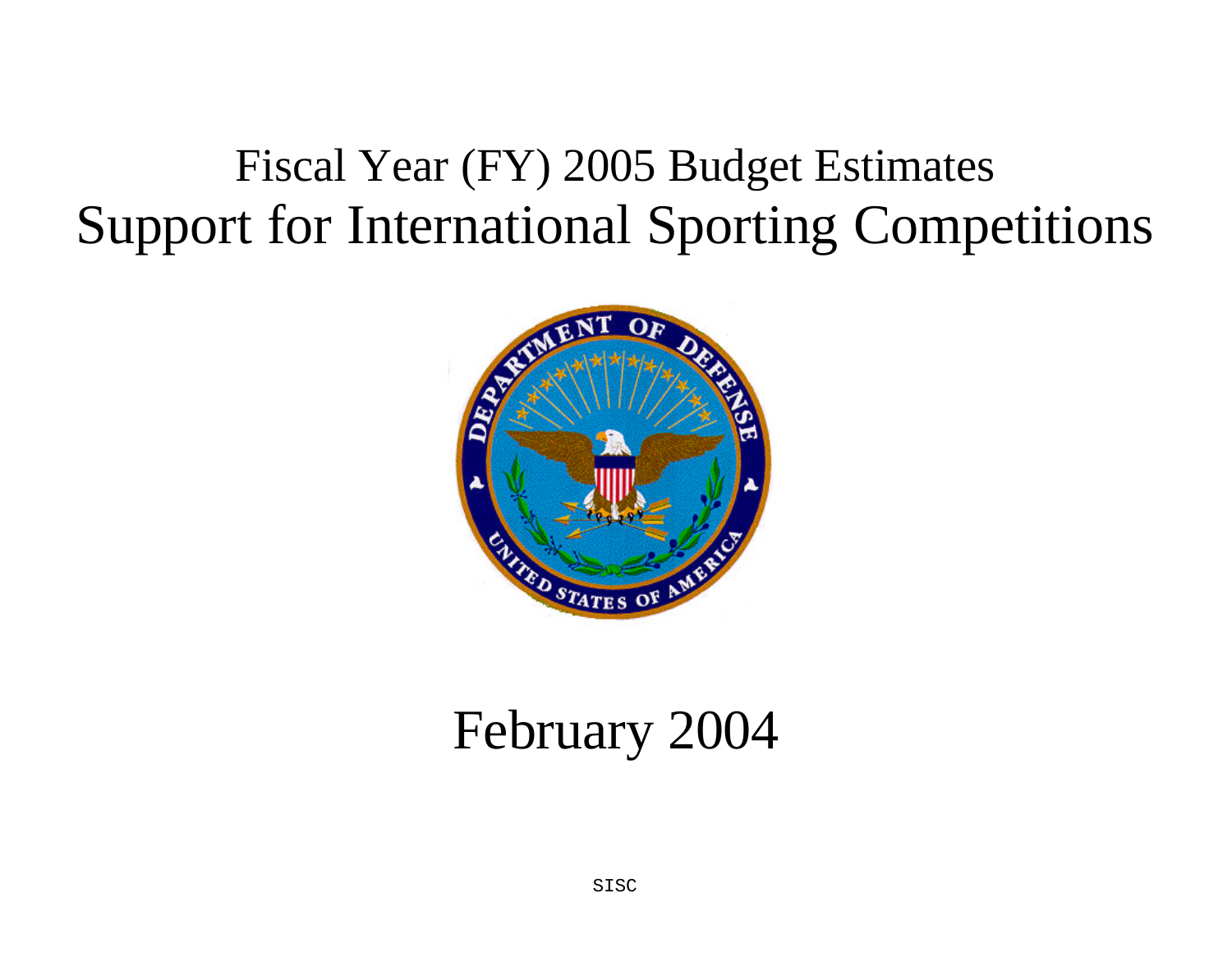# Fiscal Year (FY) 2005 Budget Estimates

# Support for International Sporting Competitions

February 2004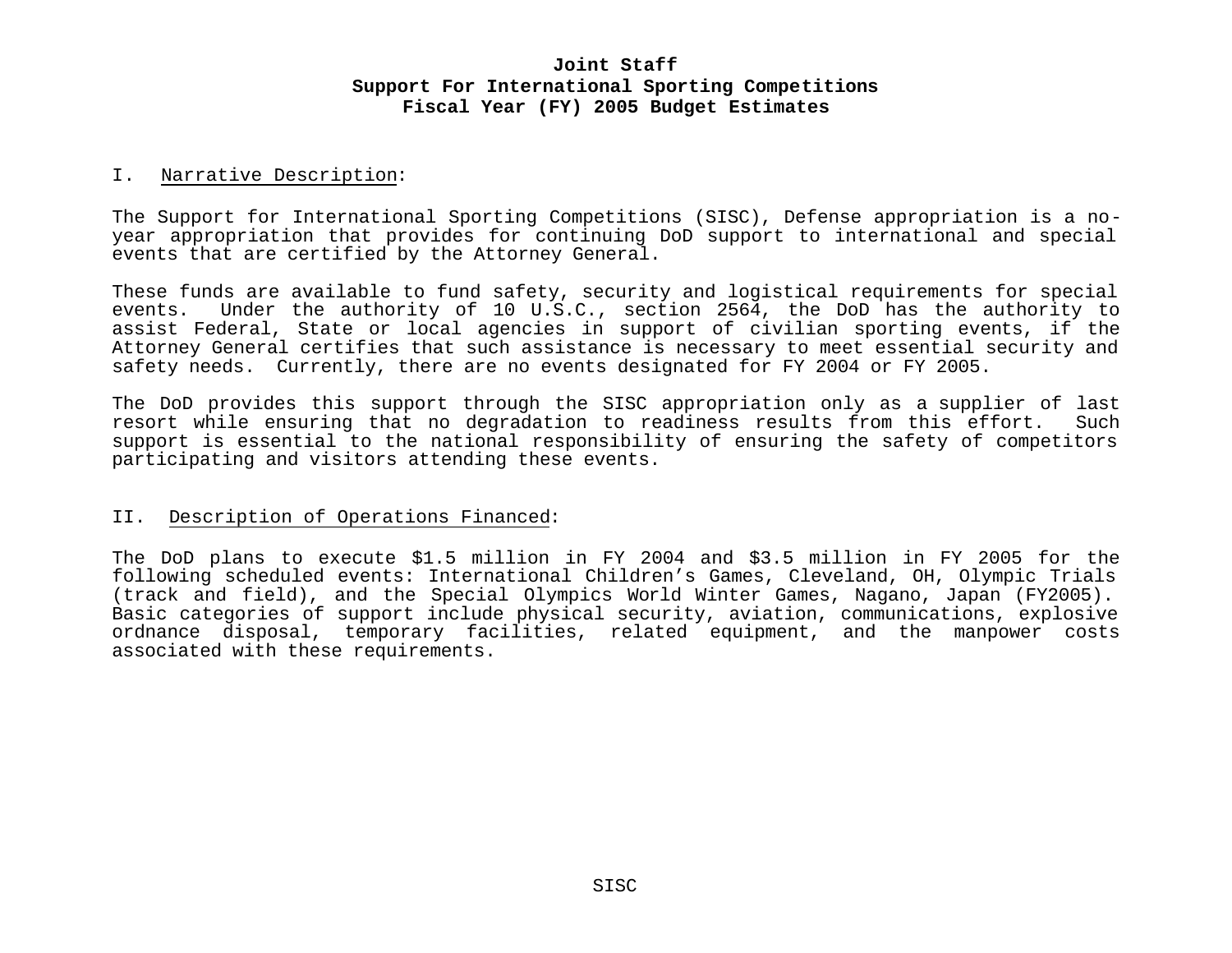**Joint Staff**
**Support For International Sporting Competitions**
**Fiscal Year (FY) 2005 Budget Estimates**

I. Narrative Description:

The Support for International Sporting Competitions (SISC), Defense appropriation is a no-year appropriation that provides for continuing DoD support to international and special events that are certified by the Attorney General.

These funds are available to fund safety, security and logistical requirements for special events. Under the authority of 10 U.S.C., section 2564, the DoD has the authority to assist Federal, State or local agencies in support of civilian sporting events, if the Attorney General certifies that such assistance is necessary to meet essential security and safety needs. Currently, there are no events designated for FY 2004 or FY 2005.

The DoD provides this support through the SISC appropriation only as a supplier of last resort while ensuring that no degradation to readiness results from this effort. Such support is essential to the national responsibility of ensuring the safety of competitors participating and visitors attending these events.

II. Description of Operations Financed:

The DoD plans to execute $1.5 million in FY 2004 and $3.5 million in FY 2005 for the following scheduled events: International Children's Games, Cleveland, OH, Olympic Trials (track and field), and the Special Olympics World Winter Games, Nagano, Japan (FY2005). Basic categories of support include physical security, aviation, communications, explosive ordnance disposal, temporary facilities, related equipment, and the manpower costs associated with these requirements.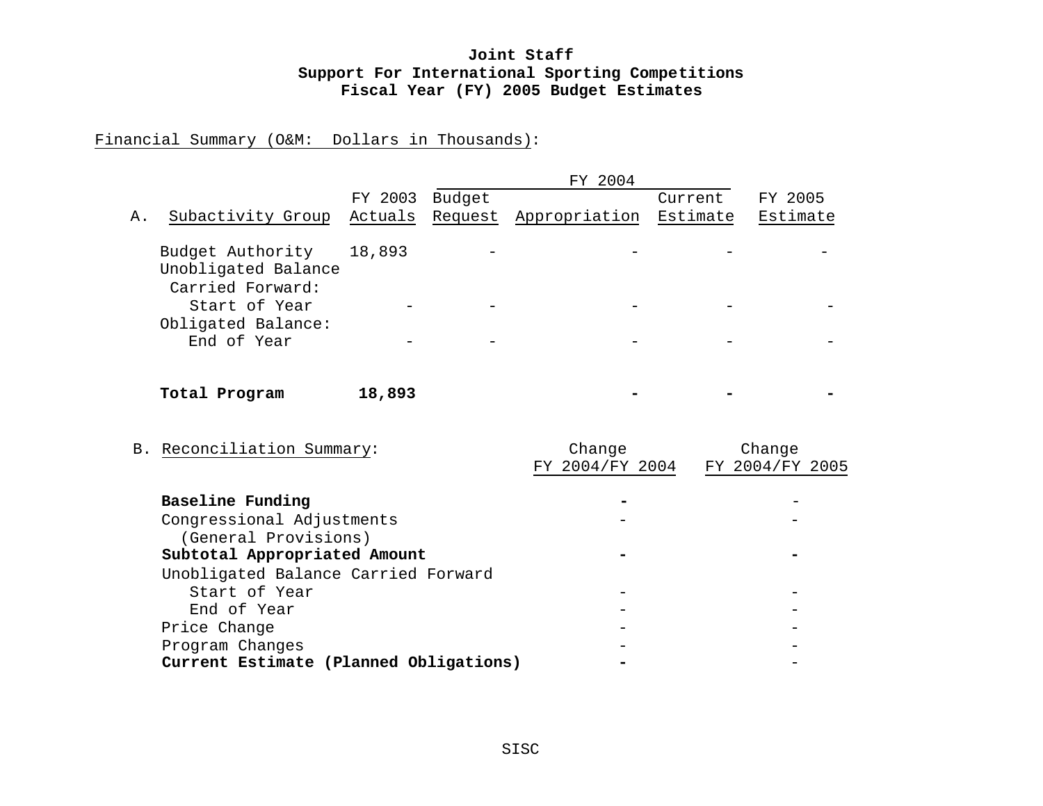**Joint Staff**
**Support For International Sporting Competitions**
**Fiscal Year (FY) 2005 Budget Estimates**

Financial Summary (O&M: Dollars in Thousands):

| A. Subactivity Group | FY 2003 Actuals | FY 2004 Budget Request | FY 2004 Appropriation | FY 2004 Current Estimate | FY 2005 Estimate |
|---|---|---|---|---|---|
| Budget Authority | 18,893 | - | - | - | - |
| Unobligated Balance Carried Forward: Start of Year | - | - | - | - | - |
| Obligated Balance: End of Year | - | - | - | - | - |
| **Total Program** | **18,893** | | **-** | **-** | **-** |

| B. Reconciliation Summary: | Change FY 2004/FY 2004 | Change FY 2004/FY 2005 |
|---|---|---|
| **Baseline Funding** | **-** | - |
| Congressional Adjustments (General Provisions) | - | - |
| **Subtotal Appropriated Amount** | **-** | **-** |
| Unobligated Balance Carried Forward | | |
| Start of Year | - | - |
| End of Year | - | - |
| Price Change | - | - |
| Program Changes | - | - |
| **Current Estimate (Planned Obligations)** | **-** | - |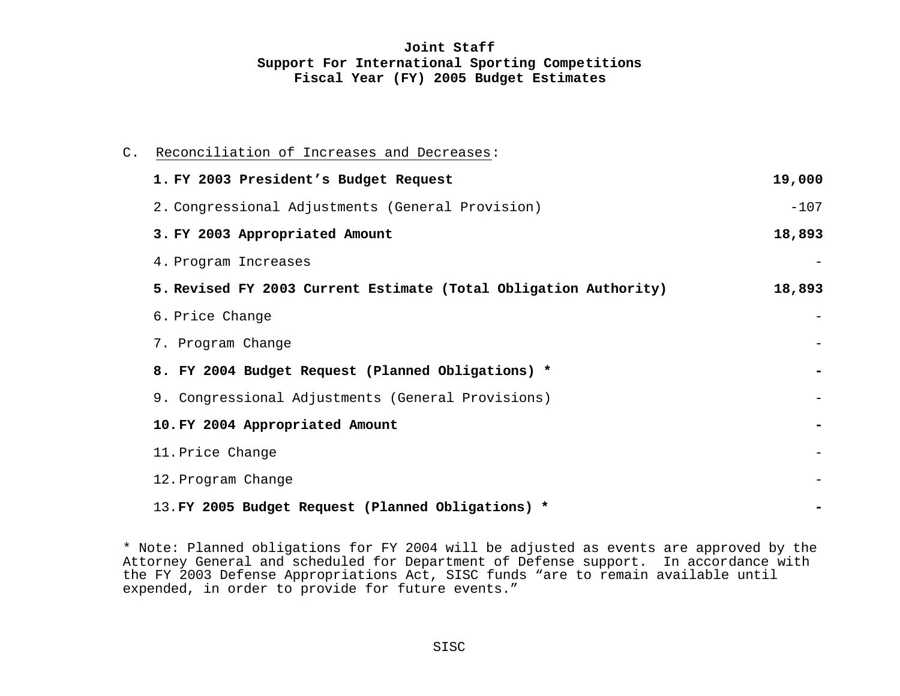**Joint Staff**
**Support For International Sporting Competitions**
**Fiscal Year (FY) 2005 Budget Estimates**

C. Reconciliation of Increases and Decreases:

| | |
|---|---:|
| **1. FY 2003 President's Budget Request** | **19,000** |
| 2. Congressional Adjustments (General Provision) | -107 |
| **3. FY 2003 Appropriated Amount** | **18,893** |
| 4. Program Increases | - |
| **5. Revised FY 2003 Current Estimate (Total Obligation Authority)** | **18,893** |
| 6. Price Change | - |
| 7. Program Change | - |
| **8. FY 2004 Budget Request (Planned Obligations) *** | **-** |
| 9. Congressional Adjustments (General Provisions) | - |
| **10. FY 2004 Appropriated Amount** | **-** |
| 11. Price Change | - |
| 12. Program Change | - |
| 13. **FY 2005 Budget Request (Planned Obligations) *** | **-** |

* Note: Planned obligations for FY 2004 will be adjusted as events are approved by the Attorney General and scheduled for Department of Defense support. In accordance with the FY 2003 Defense Appropriations Act, SISC funds "are to remain available until expended, in order to provide for future events."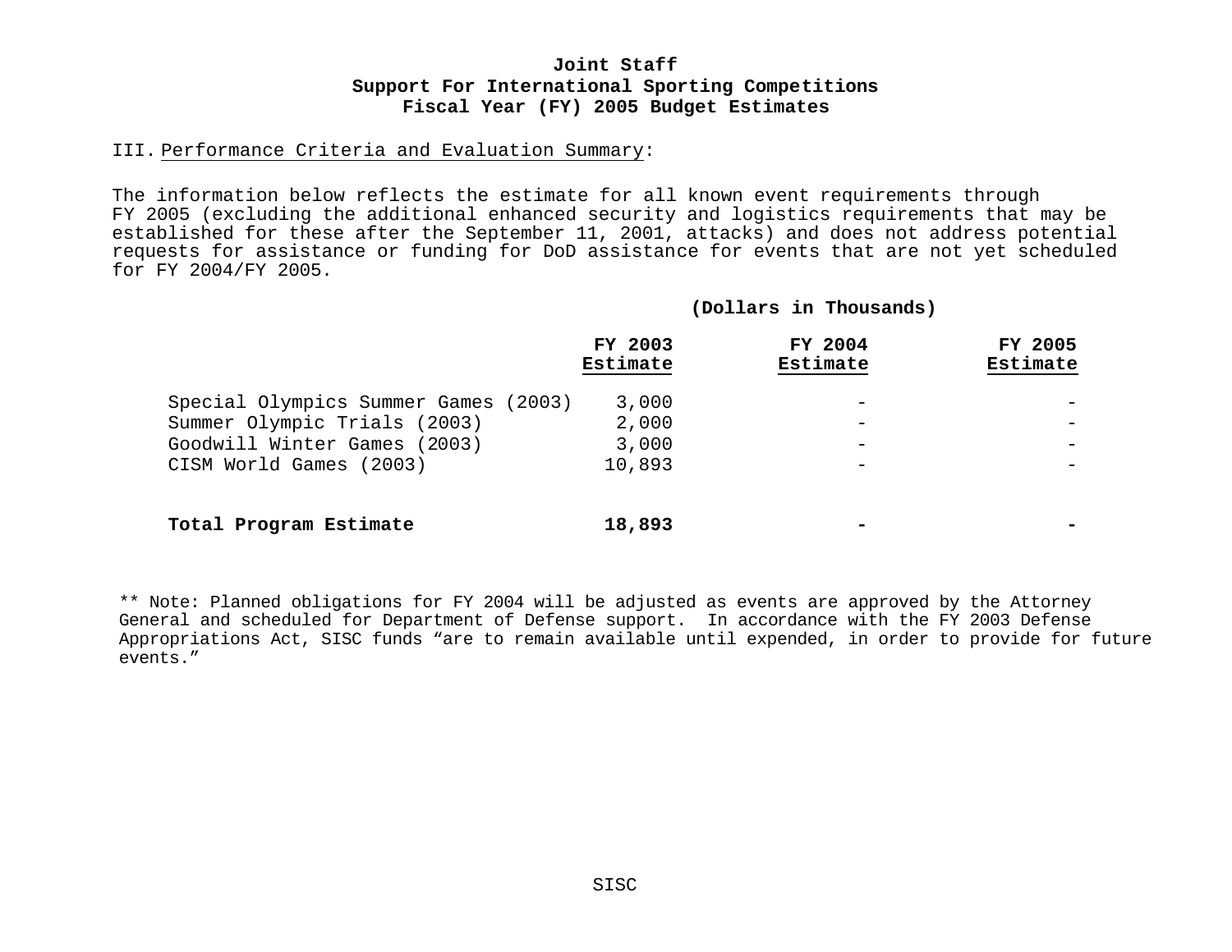**Joint Staff**
**Support For International Sporting Competitions**
**Fiscal Year (FY) 2005 Budget Estimates**

III. Performance Criteria and Evaluation Summary:

The information below reflects the estimate for all known event requirements through FY 2005 (excluding the additional enhanced security and logistics requirements that may be established for these after the September 11, 2001, attacks) and does not address potential requests for assistance or funding for DoD assistance for events that are not yet scheduled for FY 2004/FY 2005.

**(Dollars in Thousands)**

| | FY 2003 Estimate | FY 2004 Estimate | FY 2005 Estimate |
|---|---|---|---|
| Special Olympics Summer Games (2003) | 3,000 | - | - |
| Summer Olympic Trials (2003) | 2,000 | - | - |
| Goodwill Winter Games (2003) | 3,000 | - | - |
| CISM World Games (2003) | 10,893 | - | - |
| **Total Program Estimate** | **18,893** | **-** | **-** |

** Note: Planned obligations for FY 2004 will be adjusted as events are approved by the Attorney General and scheduled for Department of Defense support. In accordance with the FY 2003 Defense Appropriations Act, SISC funds "are to remain available until expended, in order to provide for future events."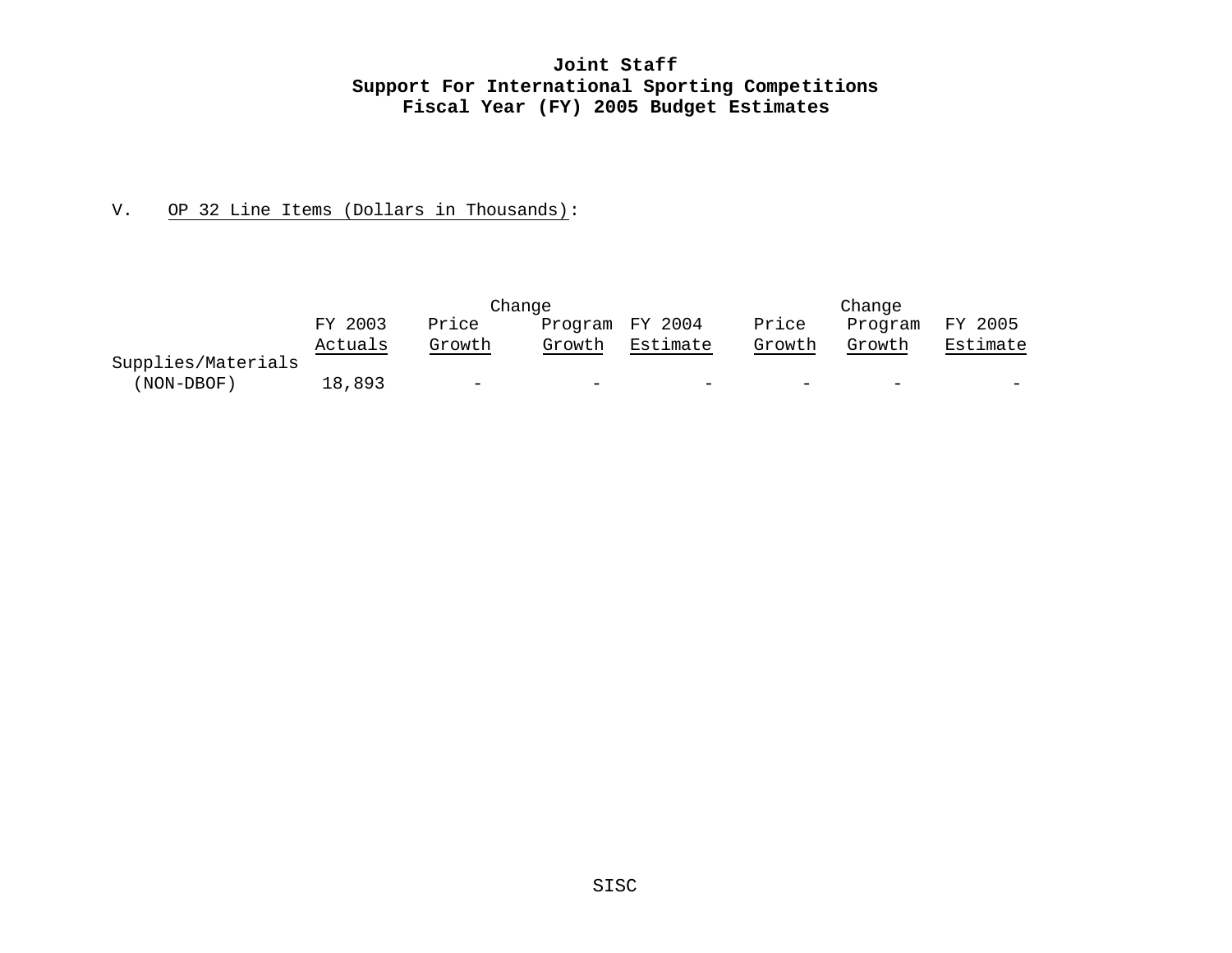**Joint Staff**
**Support For International Sporting Competitions**
**Fiscal Year (FY) 2005 Budget Estimates**

V. OP 32 Line Items (Dollars in Thousands):

| | FY 2003 Actuals | Change Price Growth | Change Program Growth | FY 2004 Estimate | Change Price Growth | Change Program Growth | FY 2005 Estimate |
|---|---|---|---|---|---|---|---|
| Supplies/Materials (NON-DBOF) | 18,893 | - | - | - | - | - | - |